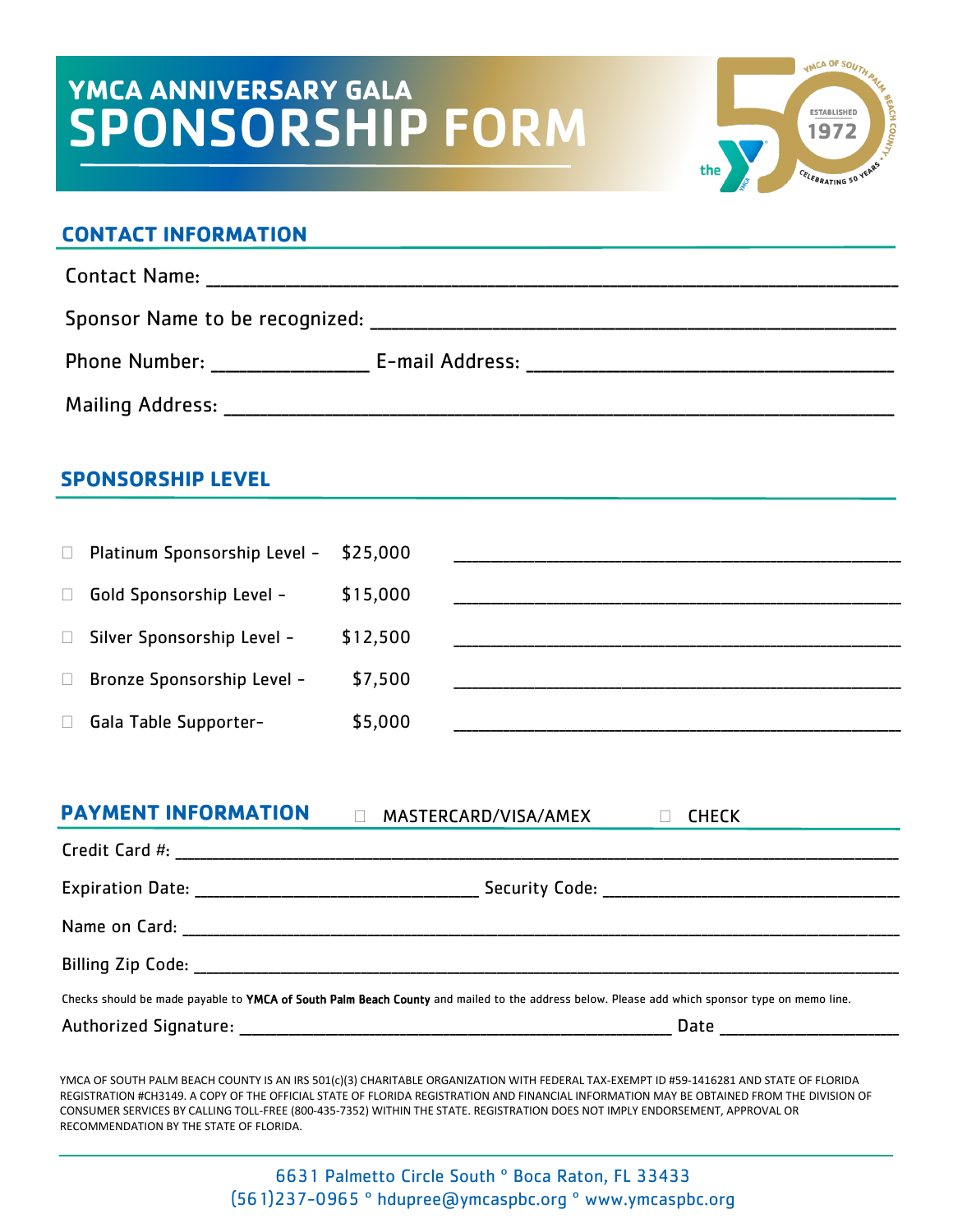# YMCA ANNIVERSARY GALA SPONSORSHIP FORM

## CONTACT INFORMATION

Contact Name: ______________________________________________

Sponsor Name to be recognized: ______________________________________________

Phone Number: ______________ E-mail Address: ______________________________

Mailing Address: ______________________________________________

## SPONSORSHIP LEVEL

☐ Platinum Sponsorship Level - $25,000 ______________________________

☐ Gold Sponsorship Level - $15,000 ______________________________

☐ Silver Sponsorship Level - $12,500 ______________________________

☐ Bronze Sponsorship Level - $7,500 ______________________________

☐ Gala Table Supporter- $5,000 ______________________________

## PAYMENT INFORMATION

☐ MASTERCARD/VISA/AMEX ☐ CHECK

Credit Card #: ______________________________________________

Expiration Date: ______________________ Security Code: ______________________

Name on Card: ______________________________________________

Billing Zip Code: ______________________________________________

Checks should be made payable to **YMCA of South Palm Beach County** and mailed to the address below. Please add which sponsor type on memo line.

Authorized Signature: ______________________________ Date ______________

YMCA OF SOUTH PALM BEACH COUNTY IS AN IRS 501(c)(3) CHARITABLE ORGANIZATION WITH FEDERAL TAX-EXEMPT ID #59-1416281 AND STATE OF FLORIDA REGISTRATION #CH3149. A COPY OF THE OFFICIAL STATE OF FLORIDA REGISTRATION AND FINANCIAL INFORMATION MAY BE OBTAINED FROM THE DIVISION OF CONSUMER SERVICES BY CALLING TOLL-FREE (800-435-7352) WITHIN THE STATE. REGISTRATION DOES NOT IMPLY ENDORSEMENT, APPROVAL OR RECOMMENDATION BY THE STATE OF FLORIDA.

6631 Palmetto Circle South ° Boca Raton, FL 33433
(561)237-0965 ° hdupree@ymcaspbc.org ° www.ymcaspbc.org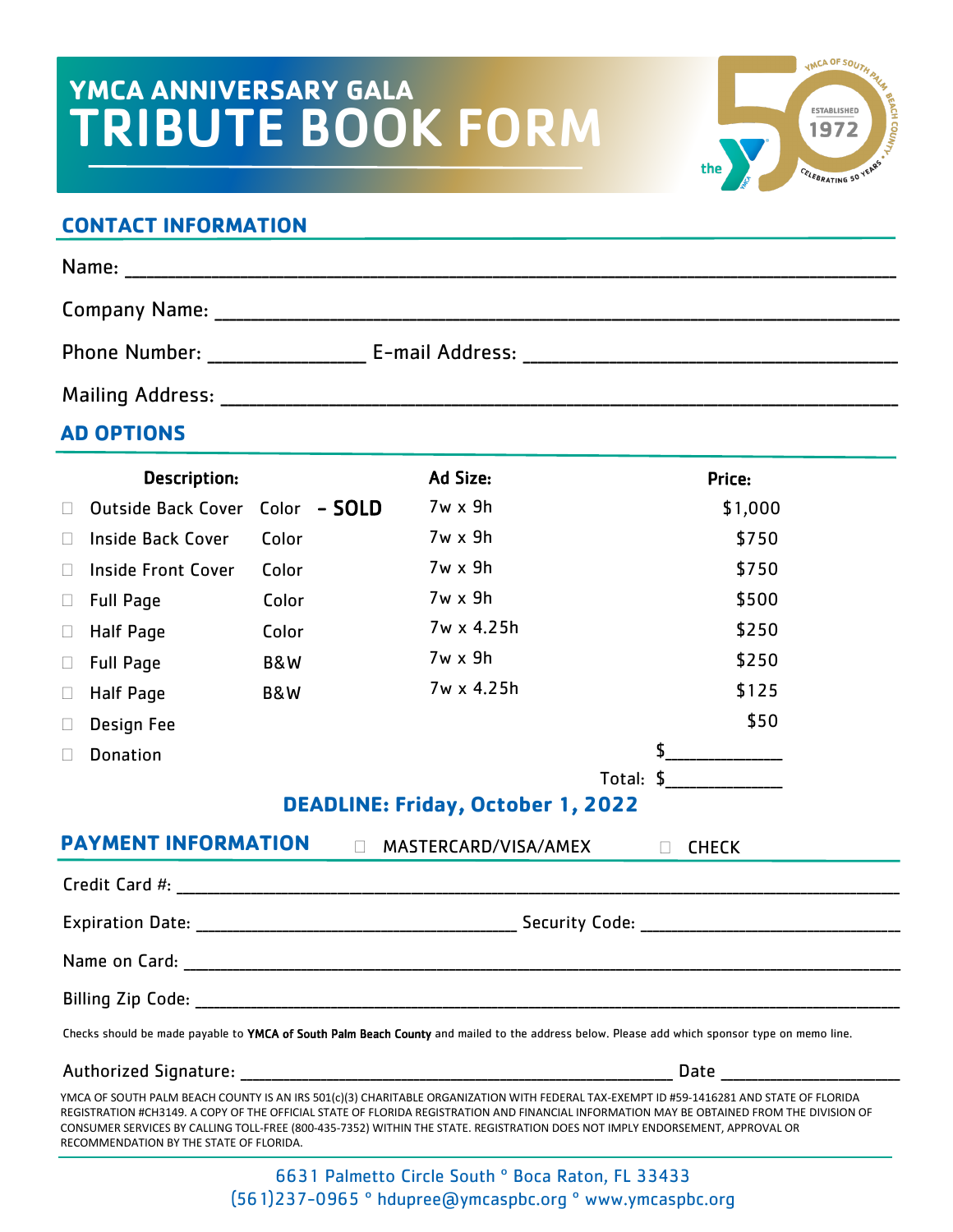# YMCA ANNIVERSARY GALA
# TRIBUTE BOOK FORM

ESTABLISHED 1972 — YMCA OF SOUTH PALM BEACH COUNTY • CELEBRATING 50 YEARS

## CONTACT INFORMATION

Name: ____________________________________________

Company Name: ____________________________________________

Phone Number: ______________ E-mail Address: ______________________________

Mailing Address: ____________________________________________

## AD OPTIONS

| Description: | | Ad Size: | Price: |
|---|---|---|---|
| ☐ Outside Back Cover | Color - **SOLD** | 7w x 9h | $1,000 |
| ☐ Inside Back Cover | Color | 7w x 9h | $750 |
| ☐ Inside Front Cover | Color | 7w x 9h | $750 |
| ☐ Full Page | Color | 7w x 9h | $500 |
| ☐ Half Page | Color | 7w x 4.25h | $250 |
| ☐ Full Page | B&W | 7w x 9h | $250 |
| ☐ Half Page | B&W | 7w x 4.25h | $125 |
| ☐ Design Fee | | | $50 |
| ☐ Donation | | | $__________ |
| | | Total: | $__________ |

**DEADLINE: Friday, October 1, 2022**

## PAYMENT INFORMATION

☐ MASTERCARD/VISA/AMEX ☐ CHECK

Credit Card #: ____________________________________________

Expiration Date: ______________________ Security Code: ______________________

Name on Card: ____________________________________________

Billing Zip Code: ____________________________________________

Checks should be made payable to **YMCA of South Palm Beach County** and mailed to the address below. Please add which sponsor type on memo line.

Authorized Signature: ______________________________ Date ______________

YMCA OF SOUTH PALM BEACH COUNTY IS AN IRS 501(c)(3) CHARITABLE ORGANIZATION WITH FEDERAL TAX-EXEMPT ID #59-1416281 AND STATE OF FLORIDA REGISTRATION #CH3149. A COPY OF THE OFFICIAL STATE OF FLORIDA REGISTRATION AND FINANCIAL INFORMATION MAY BE OBTAINED FROM THE DIVISION OF CONSUMER SERVICES BY CALLING TOLL-FREE (800-435-7352) WITHIN THE STATE. REGISTRATION DOES NOT IMPLY ENDORSEMENT, APPROVAL OR RECOMMENDATION BY THE STATE OF FLORIDA.

6631 Palmetto Circle South ° Boca Raton, FL 33433
(561)237-0965 ° hdupree@ymcaspbc.org ° www.ymcaspbc.org